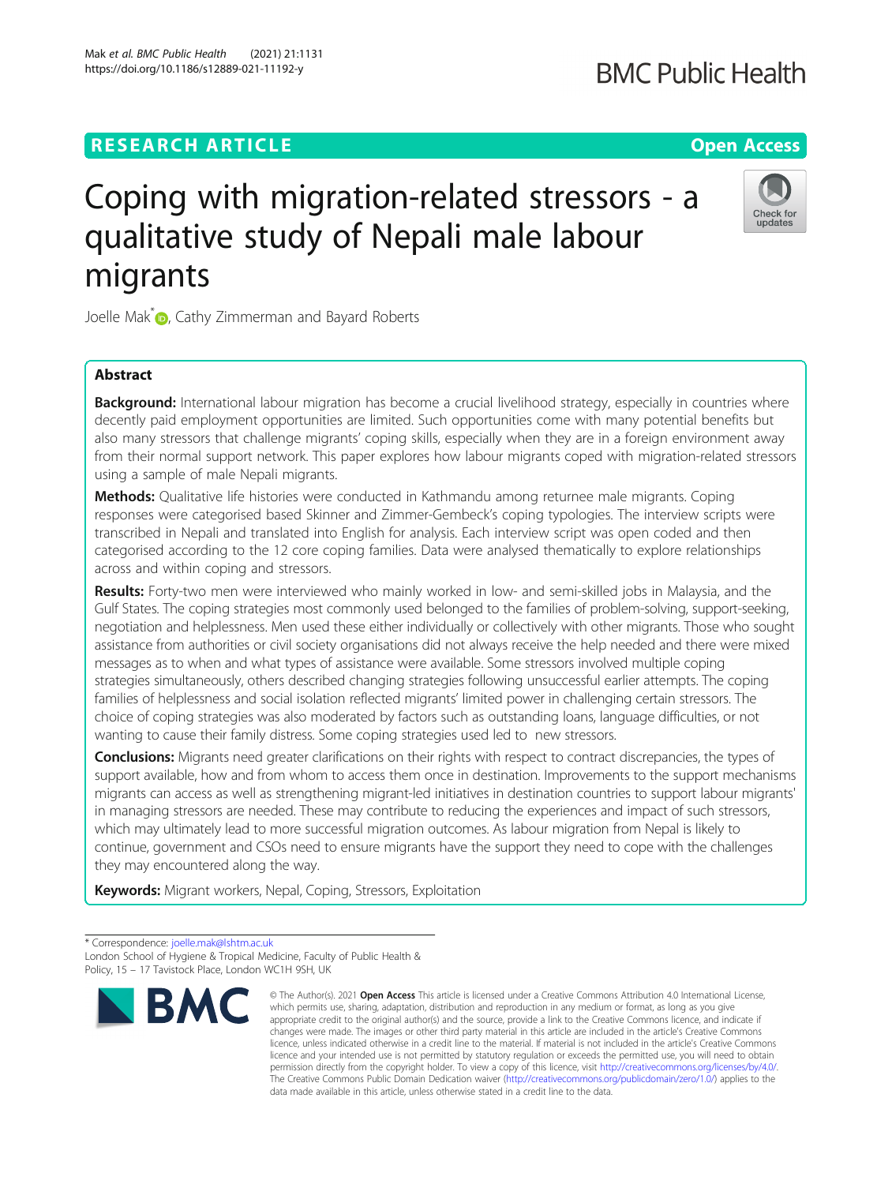RESEARCH ARTICLE

Open Access

# Coping with migration-related stressors - a qualitative study of Nepali male labour migrants

Joelle Mak*, Cathy Zimmerman and Bayard Roberts

## Abstract

**Background:** International labour migration has become a crucial livelihood strategy, especially in countries where decently paid employment opportunities are limited. Such opportunities come with many potential benefits but also many stressors that challenge migrants' coping skills, especially when they are in a foreign environment away from their normal support network. This paper explores how labour migrants coped with migration-related stressors using a sample of male Nepali migrants.

**Methods:** Qualitative life histories were conducted in Kathmandu among returnee male migrants. Coping responses were categorised based Skinner and Zimmer-Gembeck's coping typologies. The interview scripts were transcribed in Nepali and translated into English for analysis. Each interview script was open coded and then categorised according to the 12 core coping families. Data were analysed thematically to explore relationships across and within coping and stressors.

**Results:** Forty-two men were interviewed who mainly worked in low- and semi-skilled jobs in Malaysia, and the Gulf States. The coping strategies most commonly used belonged to the families of problem-solving, support-seeking, negotiation and helplessness. Men used these either individually or collectively with other migrants. Those who sought assistance from authorities or civil society organisations did not always receive the help needed and there were mixed messages as to when and what types of assistance were available. Some stressors involved multiple coping strategies simultaneously, others described changing strategies following unsuccessful earlier attempts. The coping families of helplessness and social isolation reflected migrants' limited power in challenging certain stressors. The choice of coping strategies was also moderated by factors such as outstanding loans, language difficulties, or not wanting to cause their family distress. Some coping strategies used led to new stressors.

**Conclusions:** Migrants need greater clarifications on their rights with respect to contract discrepancies, the types of support available, how and from whom to access them once in destination. Improvements to the support mechanisms migrants can access as well as strengthening migrant-led initiatives in destination countries to support labour migrants' in managing stressors are needed. These may contribute to reducing the experiences and impact of such stressors, which may ultimately lead to more successful migration outcomes. As labour migration from Nepal is likely to continue, government and CSOs need to ensure migrants have the support they need to cope with the challenges they may encountered along the way.

**Keywords:** Migrant workers, Nepal, Coping, Stressors, Exploitation

---

* Correspondence: joelle.mak@lshtm.ac.uk
London School of Hygiene & Tropical Medicine, Faculty of Public Health & Policy, 15 – 17 Tavistock Place, London WC1H 9SH, UK

© The Author(s). 2021 **Open Access** This article is licensed under a Creative Commons Attribution 4.0 International License, which permits use, sharing, adaptation, distribution and reproduction in any medium or format, as long as you give appropriate credit to the original author(s) and the source, provide a link to the Creative Commons licence, and indicate if changes were made. The images or other third party material in this article are included in the article's Creative Commons licence, unless indicated otherwise in a credit line to the material. If material is not included in the article's Creative Commons licence and your intended use is not permitted by statutory regulation or exceeds the permitted use, you will need to obtain permission directly from the copyright holder. To view a copy of this licence, visit http://creativecommons.org/licenses/by/4.0/. The Creative Commons Public Domain Dedication waiver (http://creativecommons.org/publicdomain/zero/1.0/) applies to the data made available in this article, unless otherwise stated in a credit line to the data.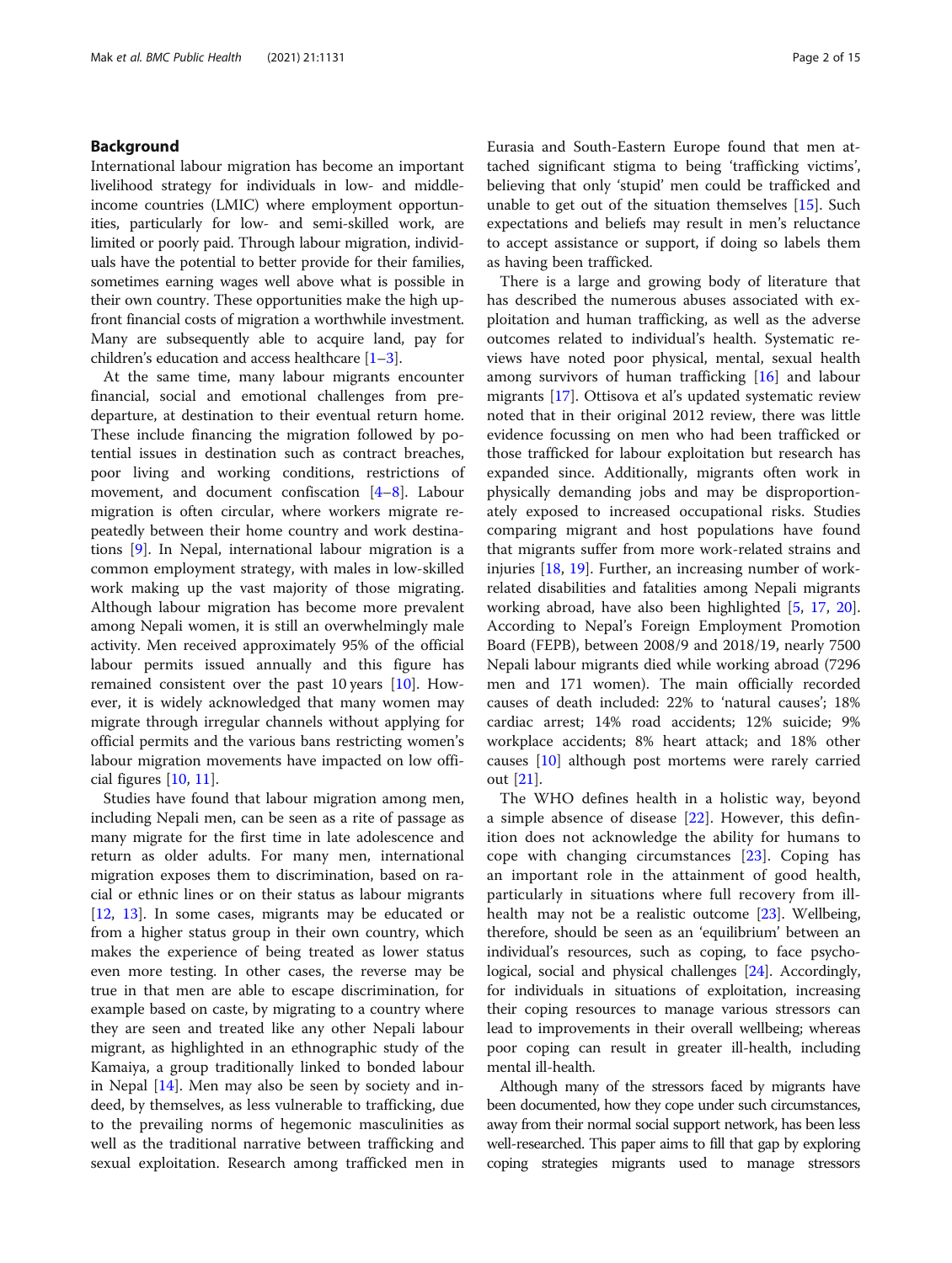## Background

International labour migration has become an important livelihood strategy for individuals in low- and middle-income countries (LMIC) where employment opportunities, particularly for low- and semi-skilled work, are limited or poorly paid. Through labour migration, individuals have the potential to better provide for their families, sometimes earning wages well above what is possible in their own country. These opportunities make the high up-front financial costs of migration a worthwhile investment. Many are subsequently able to acquire land, pay for children's education and access healthcare [1–3].

At the same time, many labour migrants encounter financial, social and emotional challenges from pre-departure, at destination to their eventual return home. These include financing the migration followed by potential issues in destination such as contract breaches, poor living and working conditions, restrictions of movement, and document confiscation [4–8]. Labour migration is often circular, where workers migrate repeatedly between their home country and work destinations [9]. In Nepal, international labour migration is a common employment strategy, with males in low-skilled work making up the vast majority of those migrating. Although labour migration has become more prevalent among Nepali women, it is still an overwhelmingly male activity. Men received approximately 95% of the official labour permits issued annually and this figure has remained consistent over the past 10 years [10]. However, it is widely acknowledged that many women may migrate through irregular channels without applying for official permits and the various bans restricting women's labour migration movements have impacted on low official figures [10, 11].

Studies have found that labour migration among men, including Nepali men, can be seen as a rite of passage as many migrate for the first time in late adolescence and return as older adults. For many men, international migration exposes them to discrimination, based on racial or ethnic lines or on their status as labour migrants [12, 13]. In some cases, migrants may be educated or from a higher status group in their own country, which makes the experience of being treated as lower status even more testing. In other cases, the reverse may be true in that men are able to escape discrimination, for example based on caste, by migrating to a country where they are seen and treated like any other Nepali labour migrant, as highlighted in an ethnographic study of the Kamaiya, a group traditionally linked to bonded labour in Nepal [14]. Men may also be seen by society and indeed, by themselves, as less vulnerable to trafficking, due to the prevailing norms of hegemonic masculinities as well as the traditional narrative between trafficking and sexual exploitation. Research among trafficked men in Eurasia and South-Eastern Europe found that men attached significant stigma to being 'trafficking victims', believing that only 'stupid' men could be trafficked and unable to get out of the situation themselves [15]. Such expectations and beliefs may result in men's reluctance to accept assistance or support, if doing so labels them as having been trafficked.

There is a large and growing body of literature that has described the numerous abuses associated with exploitation and human trafficking, as well as the adverse outcomes related to individual's health. Systematic reviews have noted poor physical, mental, sexual health among survivors of human trafficking [16] and labour migrants [17]. Ottisova et al's updated systematic review noted that in their original 2012 review, there was little evidence focussing on men who had been trafficked or those trafficked for labour exploitation but research has expanded since. Additionally, migrants often work in physically demanding jobs and may be disproportionately exposed to increased occupational risks. Studies comparing migrant and host populations have found that migrants suffer from more work-related strains and injuries [18, 19]. Further, an increasing number of work-related disabilities and fatalities among Nepali migrants working abroad, have also been highlighted [5, 17, 20]. According to Nepal's Foreign Employment Promotion Board (FEPB), between 2008/9 and 2018/19, nearly 7500 Nepali labour migrants died while working abroad (7296 men and 171 women). The main officially recorded causes of death included: 22% to 'natural causes'; 18% cardiac arrest; 14% road accidents; 12% suicide; 9% workplace accidents; 8% heart attack; and 18% other causes [10] although post mortems were rarely carried out [21].

The WHO defines health in a holistic way, beyond a simple absence of disease [22]. However, this definition does not acknowledge the ability for humans to cope with changing circumstances [23]. Coping has an important role in the attainment of good health, particularly in situations where full recovery from ill-health may not be a realistic outcome [23]. Wellbeing, therefore, should be seen as an 'equilibrium' between an individual's resources, such as coping, to face psychological, social and physical challenges [24]. Accordingly, for individuals in situations of exploitation, increasing their coping resources to manage various stressors can lead to improvements in their overall wellbeing; whereas poor coping can result in greater ill-health, including mental ill-health.

Although many of the stressors faced by migrants have been documented, how they cope under such circumstances, away from their normal social support network, has been less well-researched. This paper aims to fill that gap by exploring coping strategies migrants used to manage stressors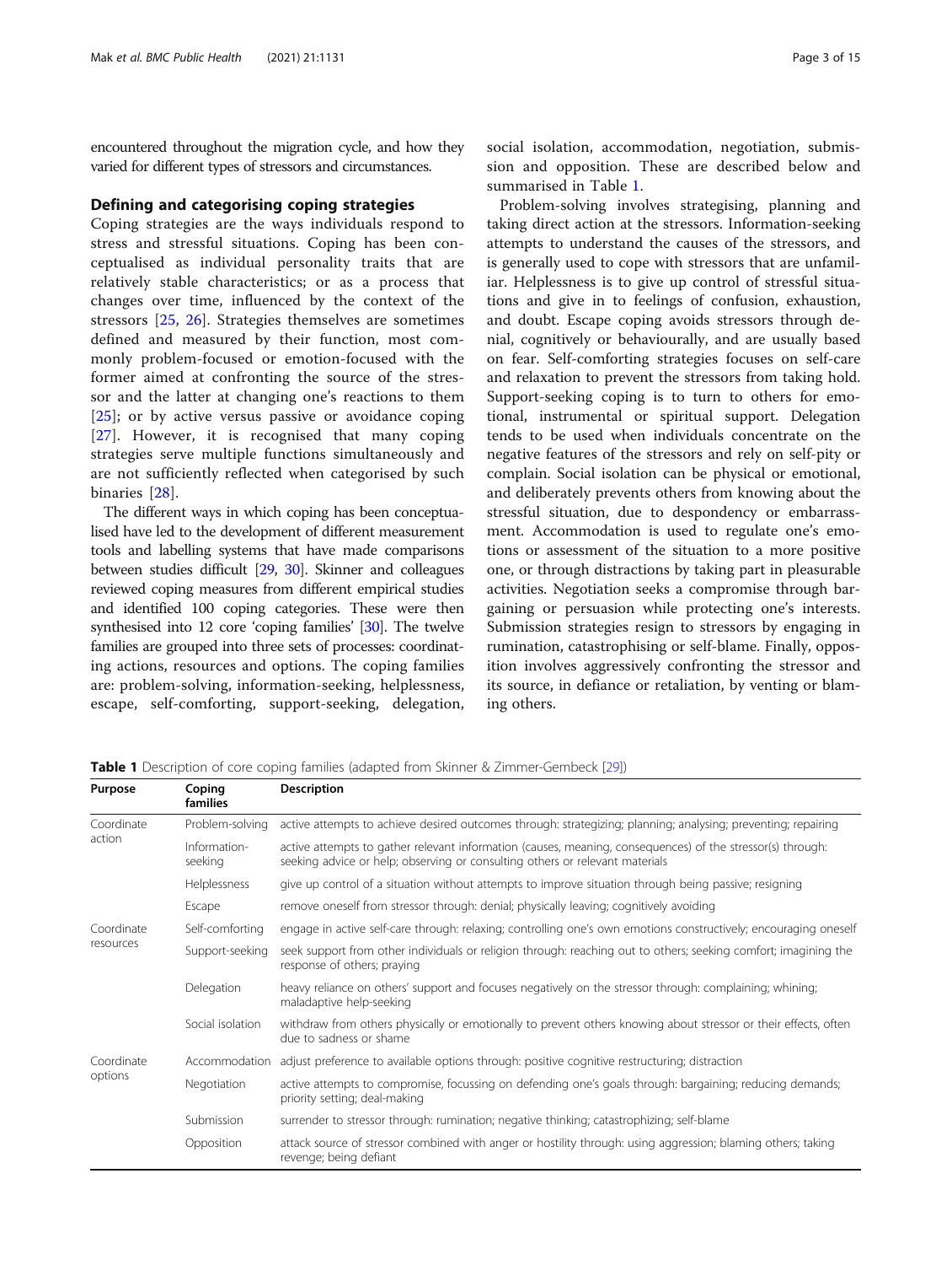encountered throughout the migration cycle, and how they varied for different types of stressors and circumstances.

## Defining and categorising coping strategies

Coping strategies are the ways individuals respond to stress and stressful situations. Coping has been conceptualised as individual personality traits that are relatively stable characteristics; or as a process that changes over time, influenced by the context of the stressors [25, 26]. Strategies themselves are sometimes defined and measured by their function, most commonly problem-focused or emotion-focused with the former aimed at confronting the source of the stressor and the latter at changing one's reactions to them [25]; or by active versus passive or avoidance coping [27]. However, it is recognised that many coping strategies serve multiple functions simultaneously and are not sufficiently reflected when categorised by such binaries [28].

The different ways in which coping has been conceptualised have led to the development of different measurement tools and labelling systems that have made comparisons between studies difficult [29, 30]. Skinner and colleagues reviewed coping measures from different empirical studies and identified 100 coping categories. These were then synthesised into 12 core 'coping families' [30]. The twelve families are grouped into three sets of processes: coordinating actions, resources and options. The coping families are: problem-solving, information-seeking, helplessness, escape, self-comforting, support-seeking, delegation, social isolation, accommodation, negotiation, submission and opposition. These are described below and summarised in Table 1.

Problem-solving involves strategising, planning and taking direct action at the stressors. Information-seeking attempts to understand the causes of the stressors, and is generally used to cope with stressors that are unfamiliar. Helplessness is to give up control of stressful situations and give in to feelings of confusion, exhaustion, and doubt. Escape coping avoids stressors through denial, cognitively or behaviourally, and are usually based on fear. Self-comforting strategies focuses on self-care and relaxation to prevent the stressors from taking hold. Support-seeking coping is to turn to others for emotional, instrumental or spiritual support. Delegation tends to be used when individuals concentrate on the negative features of the stressors and rely on self-pity or complain. Social isolation can be physical or emotional, and deliberately prevents others from knowing about the stressful situation, due to despondency or embarrassment. Accommodation is used to regulate one's emotions or assessment of the situation to a more positive one, or through distractions by taking part in pleasurable activities. Negotiation seeks a compromise through bargaining or persuasion while protecting one's interests. Submission strategies resign to stressors by engaging in rumination, catastrophising or self-blame. Finally, opposition involves aggressively confronting the stressor and its source, in defiance or retaliation, by venting or blaming others.

**Table 1** Description of core coping families (adapted from Skinner & Zimmer-Gembeck [29])

| Purpose | Coping families | Description |
|---|---|---|
| Coordinate action | Problem-solving | active attempts to achieve desired outcomes through: strategizing; planning; analysing; preventing; repairing |
| | Information-seeking | active attempts to gather relevant information (causes, meaning, consequences) of the stressor(s) through: seeking advice or help; observing or consulting others or relevant materials |
| | Helplessness | give up control of a situation without attempts to improve situation through being passive; resigning |
| | Escape | remove oneself from stressor through: denial; physically leaving; cognitively avoiding |
| Coordinate resources | Self-comforting | engage in active self-care through: relaxing; controlling one's own emotions constructively; encouraging oneself |
| | Support-seeking | seek support from other individuals or religion through: reaching out to others; seeking comfort; imagining the response of others; praying |
| | Delegation | heavy reliance on others' support and focuses negatively on the stressor through: complaining; whining; maladaptive help-seeking |
| | Social isolation | withdraw from others physically or emotionally to prevent others knowing about stressor or their effects, often due to sadness or shame |
| Coordinate options | Accommodation | adjust preference to available options through: positive cognitive restructuring; distraction |
| | Negotiation | active attempts to compromise, focussing on defending one's goals through: bargaining; reducing demands; priority setting; deal-making |
| | Submission | surrender to stressor through: rumination; negative thinking; catastrophizing; self-blame |
| | Opposition | attack source of stressor combined with anger or hostility through: using aggression; blaming others; taking revenge; being defiant |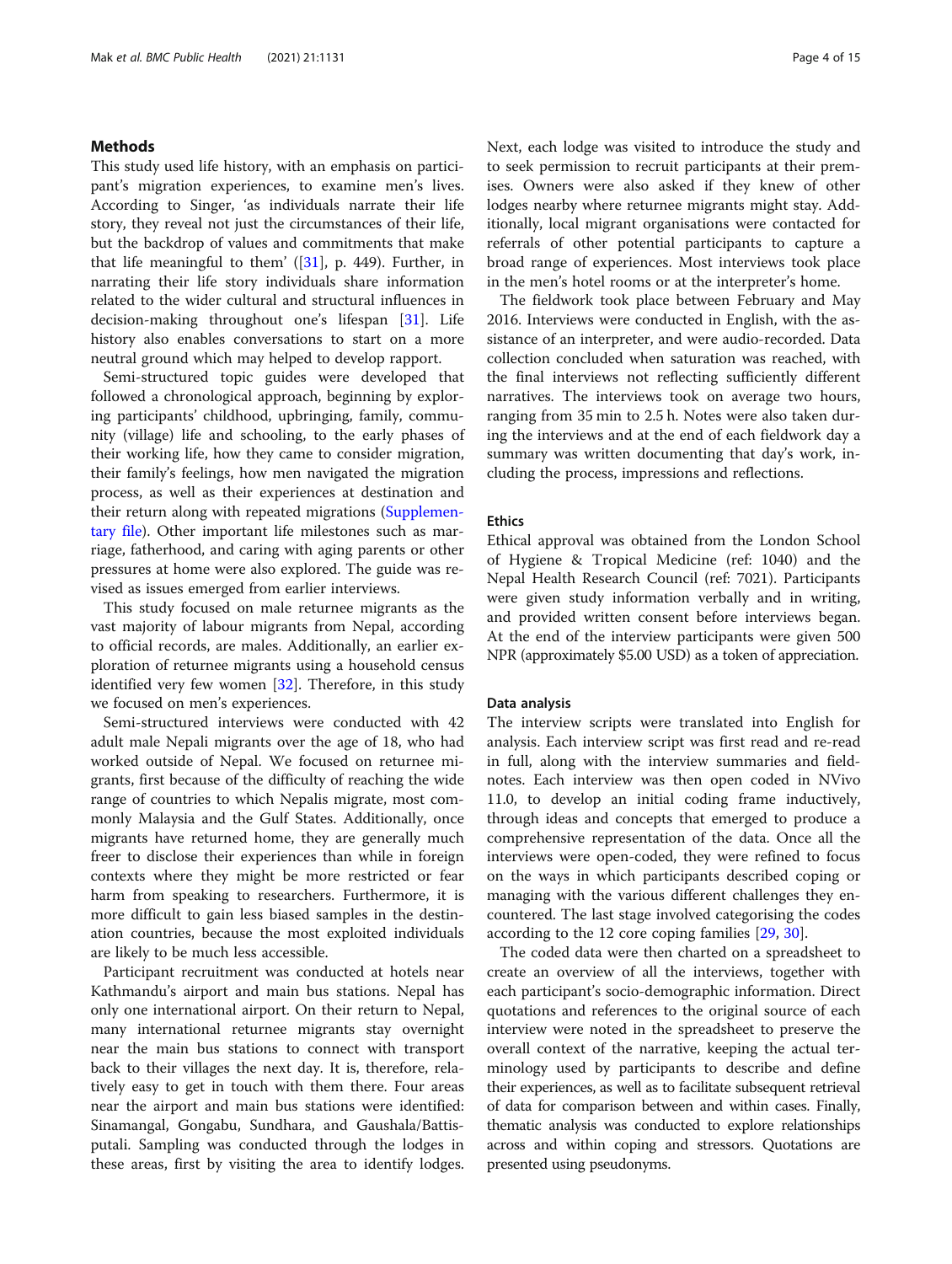## Methods

This study used life history, with an emphasis on participant's migration experiences, to examine men's lives. According to Singer, 'as individuals narrate their life story, they reveal not just the circumstances of their life, but the backdrop of values and commitments that make that life meaningful to them' ([31], p. 449). Further, in narrating their life story individuals share information related to the wider cultural and structural influences in decision-making throughout one's lifespan [31]. Life history also enables conversations to start on a more neutral ground which may helped to develop rapport.

Semi-structured topic guides were developed that followed a chronological approach, beginning by exploring participants' childhood, upbringing, family, community (village) life and schooling, to the early phases of their working life, how they came to consider migration, their family's feelings, how men navigated the migration process, as well as their experiences at destination and their return along with repeated migrations (Supplementary file). Other important life milestones such as marriage, fatherhood, and caring with aging parents or other pressures at home were also explored. The guide was revised as issues emerged from earlier interviews.

This study focused on male returnee migrants as the vast majority of labour migrants from Nepal, according to official records, are males. Additionally, an earlier exploration of returnee migrants using a household census identified very few women [32]. Therefore, in this study we focused on men's experiences.

Semi-structured interviews were conducted with 42 adult male Nepali migrants over the age of 18, who had worked outside of Nepal. We focused on returnee migrants, first because of the difficulty of reaching the wide range of countries to which Nepalis migrate, most commonly Malaysia and the Gulf States. Additionally, once migrants have returned home, they are generally much freer to disclose their experiences than while in foreign contexts where they might be more restricted or fear harm from speaking to researchers. Furthermore, it is more difficult to gain less biased samples in the destination countries, because the most exploited individuals are likely to be much less accessible.

Participant recruitment was conducted at hotels near Kathmandu's airport and main bus stations. Nepal has only one international airport. On their return to Nepal, many international returnee migrants stay overnight near the main bus stations to connect with transport back to their villages the next day. It is, therefore, relatively easy to get in touch with them there. Four areas near the airport and main bus stations were identified: Sinamangal, Gongabu, Sundhara, and Gaushala/Battisputali. Sampling was conducted through the lodges in these areas, first by visiting the area to identify lodges. Next, each lodge was visited to introduce the study and to seek permission to recruit participants at their premises. Owners were also asked if they knew of other lodges nearby where returnee migrants might stay. Additionally, local migrant organisations were contacted for referrals of other potential participants to capture a broad range of experiences. Most interviews took place in the men's hotel rooms or at the interpreter's home.

The fieldwork took place between February and May 2016. Interviews were conducted in English, with the assistance of an interpreter, and were audio-recorded. Data collection concluded when saturation was reached, with the final interviews not reflecting sufficiently different narratives. The interviews took on average two hours, ranging from 35 min to 2.5 h. Notes were also taken during the interviews and at the end of each fieldwork day a summary was written documenting that day's work, including the process, impressions and reflections.

### Ethics

Ethical approval was obtained from the London School of Hygiene & Tropical Medicine (ref: 1040) and the Nepal Health Research Council (ref: 7021). Participants were given study information verbally and in writing, and provided written consent before interviews began. At the end of the interview participants were given 500 NPR (approximately $5.00 USD) as a token of appreciation.

### Data analysis

The interview scripts were translated into English for analysis. Each interview script was first read and re-read in full, along with the interview summaries and field-notes. Each interview was then open coded in NVivo 11.0, to develop an initial coding frame inductively, through ideas and concepts that emerged to produce a comprehensive representation of the data. Once all the interviews were open-coded, they were refined to focus on the ways in which participants described coping or managing with the various different challenges they encountered. The last stage involved categorising the codes according to the 12 core coping families [29, 30].

The coded data were then charted on a spreadsheet to create an overview of all the interviews, together with each participant's socio-demographic information. Direct quotations and references to the original source of each interview were noted in the spreadsheet to preserve the overall context of the narrative, keeping the actual terminology used by participants to describe and define their experiences, as well as to facilitate subsequent retrieval of data for comparison between and within cases. Finally, thematic analysis was conducted to explore relationships across and within coping and stressors. Quotations are presented using pseudonyms.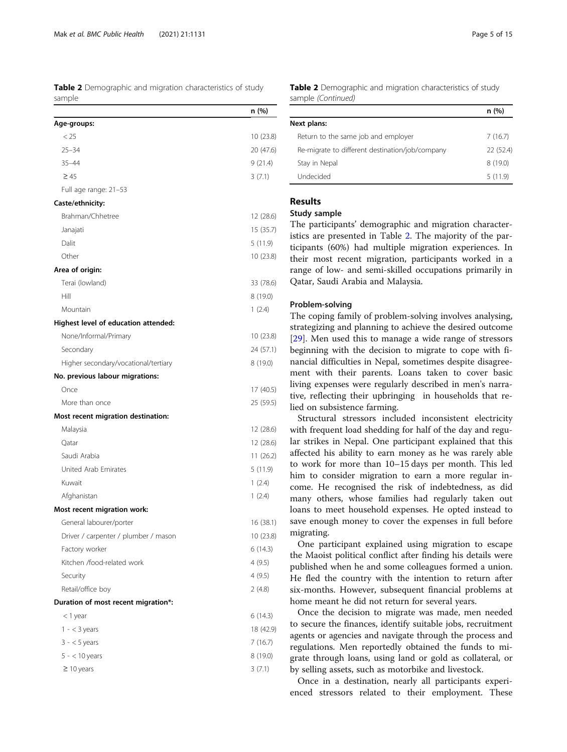**Table 2** Demographic and migration characteristics of study sample

| | n (%) |
|---|---|
| **Age-groups:** | |
| < 25 | 10 (23.8) |
| 25–34 | 20 (47.6) |
| 35–44 | 9 (21.4) |
| ≥ 45 | 3 (7.1) |
| Full age range: 21–53 | |
| **Caste/ethnicity:** | |
| Brahman/Chhetree | 12 (28.6) |
| Janajati | 15 (35.7) |
| Dalit | 5 (11.9) |
| Other | 10 (23.8) |
| **Area of origin:** | |
| Terai (lowland) | 33 (78.6) |
| Hill | 8 (19.0) |
| Mountain | 1 (2.4) |
| **Highest level of education attended:** | |
| None/Informal/Primary | 10 (23.8) |
| Secondary | 24 (57.1) |
| Higher secondary/vocational/tertiary | 8 (19.0) |
| **No. previous labour migrations:** | |
| Once | 17 (40.5) |
| More than once | 25 (59.5) |
| **Most recent migration destination:** | |
| Malaysia | 12 (28.6) |
| Qatar | 12 (28.6) |
| Saudi Arabia | 11 (26.2) |
| United Arab Emirates | 5 (11.9) |
| Kuwait | 1 (2.4) |
| Afghanistan | 1 (2.4) |
| **Most recent migration work:** | |
| General labourer/porter | 16 (38.1) |
| Driver / carpenter / plumber / mason | 10 (23.8) |
| Factory worker | 6 (14.3) |
| Kitchen /food-related work | 4 (9.5) |
| Security | 4 (9.5) |
| Retail/office boy | 2 (4.8) |
| **Duration of most recent migration*:** | |
| < 1 year | 6 (14.3) |
| 1 - < 3 years | 18 (42.9) |
| 3 - < 5 years | 7 (16.7) |
| 5 - < 10 years | 8 (19.0) |
| ≥ 10 years | 3 (7.1) |
| **Next plans:** | |
| Return to the same job and employer | 7 (16.7) |
| Re-migrate to different destination/job/company | 22 (52.4) |
| Stay in Nepal | 8 (19.0) |
| Undecided | 5 (11.9) |

## Results

### Study sample

The participants' demographic and migration characteristics are presented in Table 2. The majority of the participants (60%) had multiple migration experiences. In their most recent migration, participants worked in a range of low- and semi-skilled occupations primarily in Qatar, Saudi Arabia and Malaysia.

### Problem-solving

The coping family of problem-solving involves analysing, strategizing and planning to achieve the desired outcome [29]. Men used this to manage a wide range of stressors beginning with the decision to migrate to cope with financial difficulties in Nepal, sometimes despite disagreement with their parents. Loans taken to cover basic living expenses were regularly described in men's narrative, reflecting their upbringing in households that relied on subsistence farming.

Structural stressors included inconsistent electricity with frequent load shedding for half of the day and regular strikes in Nepal. One participant explained that this affected his ability to earn money as he was rarely able to work for more than 10–15 days per month. This led him to consider migration to earn a more regular income. He recognised the risk of indebtedness, as did many others, whose families had regularly taken out loans to meet household expenses. He opted instead to save enough money to cover the expenses in full before migrating.

One participant explained using migration to escape the Maoist political conflict after finding his details were published when he and some colleagues formed a union. He fled the country with the intention to return after six-months. However, subsequent financial problems at home meant he did not return for several years.

Once the decision to migrate was made, men needed to secure the finances, identify suitable jobs, recruitment agents or agencies and navigate through the process and regulations. Men reportedly obtained the funds to migrate through loans, using land or gold as collateral, or by selling assets, such as motorbike and livestock.

Once in a destination, nearly all participants experienced stressors related to their employment. These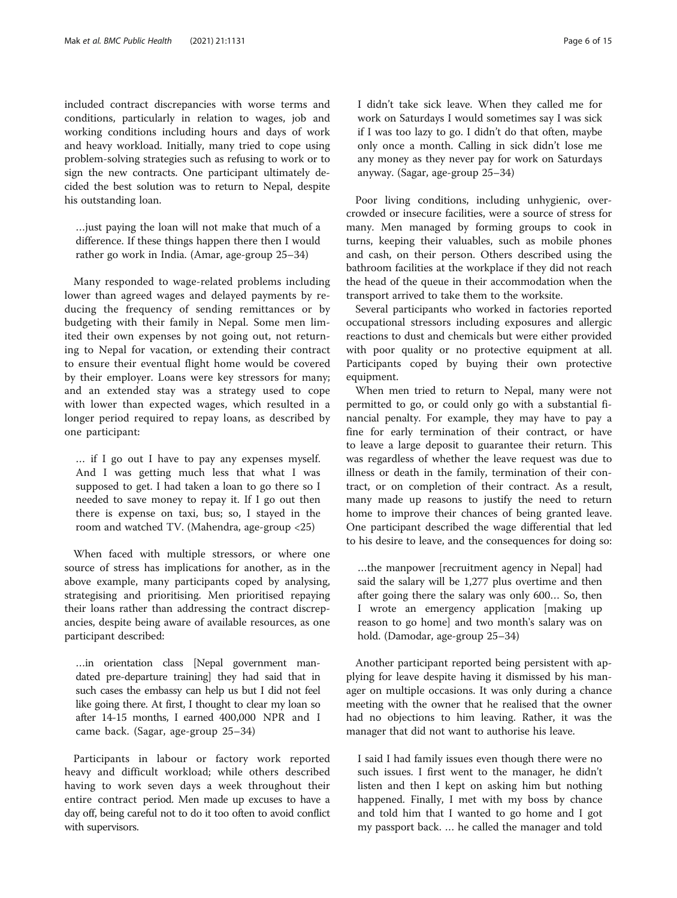included contract discrepancies with worse terms and conditions, particularly in relation to wages, job and working conditions including hours and days of work and heavy workload. Initially, many tried to cope using problem-solving strategies such as refusing to work or to sign the new contracts. One participant ultimately decided the best solution was to return to Nepal, despite his outstanding loan.

> …just paying the loan will not make that much of a difference. If these things happen there then I would rather go work in India. (Amar, age-group 25–34)

Many responded to wage-related problems including lower than agreed wages and delayed payments by reducing the frequency of sending remittances or by budgeting with their family in Nepal. Some men limited their own expenses by not going out, not returning to Nepal for vacation, or extending their contract to ensure their eventual flight home would be covered by their employer. Loans were key stressors for many; and an extended stay was a strategy used to cope with lower than expected wages, which resulted in a longer period required to repay loans, as described by one participant:

> … if I go out I have to pay any expenses myself. And I was getting much less that what I was supposed to get. I had taken a loan to go there so I needed to save money to repay it. If I go out then there is expense on taxi, bus; so, I stayed in the room and watched TV. (Mahendra, age-group <25)

When faced with multiple stressors, or where one source of stress has implications for another, as in the above example, many participants coped by analysing, strategising and prioritising. Men prioritised repaying their loans rather than addressing the contract discrepancies, despite being aware of available resources, as one participant described:

> …in orientation class [Nepal government mandated pre-departure training] they had said that in such cases the embassy can help us but I did not feel like going there. At first, I thought to clear my loan so after 14-15 months, I earned 400,000 NPR and I came back. (Sagar, age-group 25–34)

Participants in labour or factory work reported heavy and difficult workload; while others described having to work seven days a week throughout their entire contract period. Men made up excuses to have a day off, being careful not to do it too often to avoid conflict with supervisors.

> I didn't take sick leave. When they called me for work on Saturdays I would sometimes say I was sick if I was too lazy to go. I didn't do that often, maybe only once a month. Calling in sick didn't lose me any money as they never pay for work on Saturdays anyway. (Sagar, age-group 25–34)

Poor living conditions, including unhygienic, overcrowded or insecure facilities, were a source of stress for many. Men managed by forming groups to cook in turns, keeping their valuables, such as mobile phones and cash, on their person. Others described using the bathroom facilities at the workplace if they did not reach the head of the queue in their accommodation when the transport arrived to take them to the worksite.

Several participants who worked in factories reported occupational stressors including exposures and allergic reactions to dust and chemicals but were either provided with poor quality or no protective equipment at all. Participants coped by buying their own protective equipment.

When men tried to return to Nepal, many were not permitted to go, or could only go with a substantial financial penalty. For example, they may have to pay a fine for early termination of their contract, or have to leave a large deposit to guarantee their return. This was regardless of whether the leave request was due to illness or death in the family, termination of their contract, or on completion of their contract. As a result, many made up reasons to justify the need to return home to improve their chances of being granted leave. One participant described the wage differential that led to his desire to leave, and the consequences for doing so:

> …the manpower [recruitment agency in Nepal] had said the salary will be 1,277 plus overtime and then after going there the salary was only 600… So, then I wrote an emergency application [making up reason to go home] and two month's salary was on hold. (Damodar, age-group 25–34)

Another participant reported being persistent with applying for leave despite having it dismissed by his manager on multiple occasions. It was only during a chance meeting with the owner that he realised that the owner had no objections to him leaving. Rather, it was the manager that did not want to authorise his leave.

> I said I had family issues even though there were no such issues. I first went to the manager, he didn't listen and then I kept on asking him but nothing happened. Finally, I met with my boss by chance and told him that I wanted to go home and I got my passport back. … he called the manager and told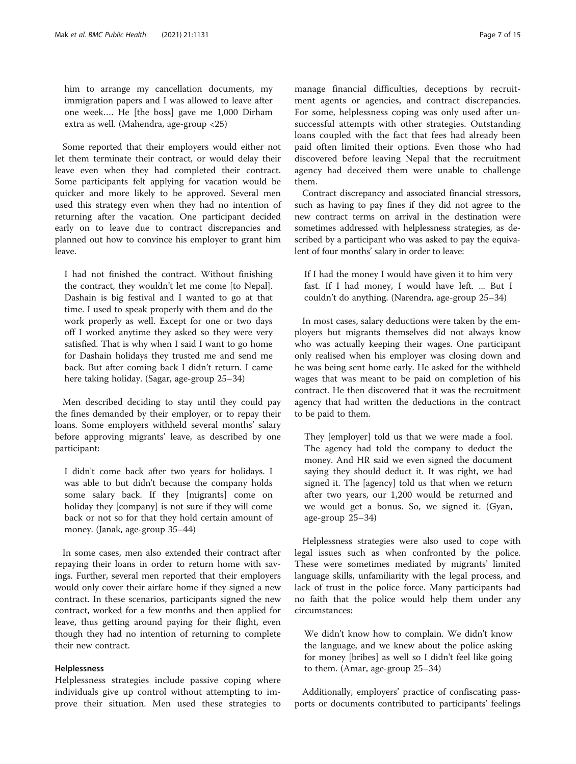him to arrange my cancellation documents, my immigration papers and I was allowed to leave after one week…. He [the boss] gave me 1,000 Dirham extra as well. (Mahendra, age-group <25)

Some reported that their employers would either not let them terminate their contract, or would delay their leave even when they had completed their contract. Some participants felt applying for vacation would be quicker and more likely to be approved. Several men used this strategy even when they had no intention of returning after the vacation. One participant decided early on to leave due to contract discrepancies and planned out how to convince his employer to grant him leave.

> I had not finished the contract. Without finishing the contract, they wouldn't let me come [to Nepal]. Dashain is big festival and I wanted to go at that time. I used to speak properly with them and do the work properly as well. Except for one or two days off I worked anytime they asked so they were very satisfied. That is why when I said I want to go home for Dashain holidays they trusted me and send me back. But after coming back I didn't return. I came here taking holiday. (Sagar, age-group 25–34)

Men described deciding to stay until they could pay the fines demanded by their employer, or to repay their loans. Some employers withheld several months' salary before approving migrants' leave, as described by one participant:

> I didn't come back after two years for holidays. I was able to but didn't because the company holds some salary back. If they [migrants] come on holiday they [company] is not sure if they will come back or not so for that they hold certain amount of money. (Janak, age-group 35–44)

In some cases, men also extended their contract after repaying their loans in order to return home with savings. Further, several men reported that their employers would only cover their airfare home if they signed a new contract. In these scenarios, participants signed the new contract, worked for a few months and then applied for leave, thus getting around paying for their flight, even though they had no intention of returning to complete their new contract.

#### Helplessness

Helplessness strategies include passive coping where individuals give up control without attempting to improve their situation. Men used these strategies to manage financial difficulties, deceptions by recruitment agents or agencies, and contract discrepancies. For some, helplessness coping was only used after unsuccessful attempts with other strategies. Outstanding loans coupled with the fact that fees had already been paid often limited their options. Even those who had discovered before leaving Nepal that the recruitment agency had deceived them were unable to challenge them.

Contract discrepancy and associated financial stressors, such as having to pay fines if they did not agree to the new contract terms on arrival in the destination were sometimes addressed with helplessness strategies, as described by a participant who was asked to pay the equivalent of four months' salary in order to leave:

> If I had the money I would have given it to him very fast. If I had money, I would have left. ... But I couldn't do anything. (Narendra, age-group 25–34)

In most cases, salary deductions were taken by the employers but migrants themselves did not always know who was actually keeping their wages. One participant only realised when his employer was closing down and he was being sent home early. He asked for the withheld wages that was meant to be paid on completion of his contract. He then discovered that it was the recruitment agency that had written the deductions in the contract to be paid to them.

> They [employer] told us that we were made a fool. The agency had told the company to deduct the money. And HR said we even signed the document saying they should deduct it. It was right, we had signed it. The [agency] told us that when we return after two years, our 1,200 would be returned and we would get a bonus. So, we signed it. (Gyan, age-group 25–34)

Helplessness strategies were also used to cope with legal issues such as when confronted by the police. These were sometimes mediated by migrants' limited language skills, unfamiliarity with the legal process, and lack of trust in the police force. Many participants had no faith that the police would help them under any circumstances:

> We didn't know how to complain. We didn't know the language, and we knew about the police asking for money [bribes] as well so I didn't feel like going to them. (Amar, age-group 25–34)

Additionally, employers' practice of confiscating passports or documents contributed to participants' feelings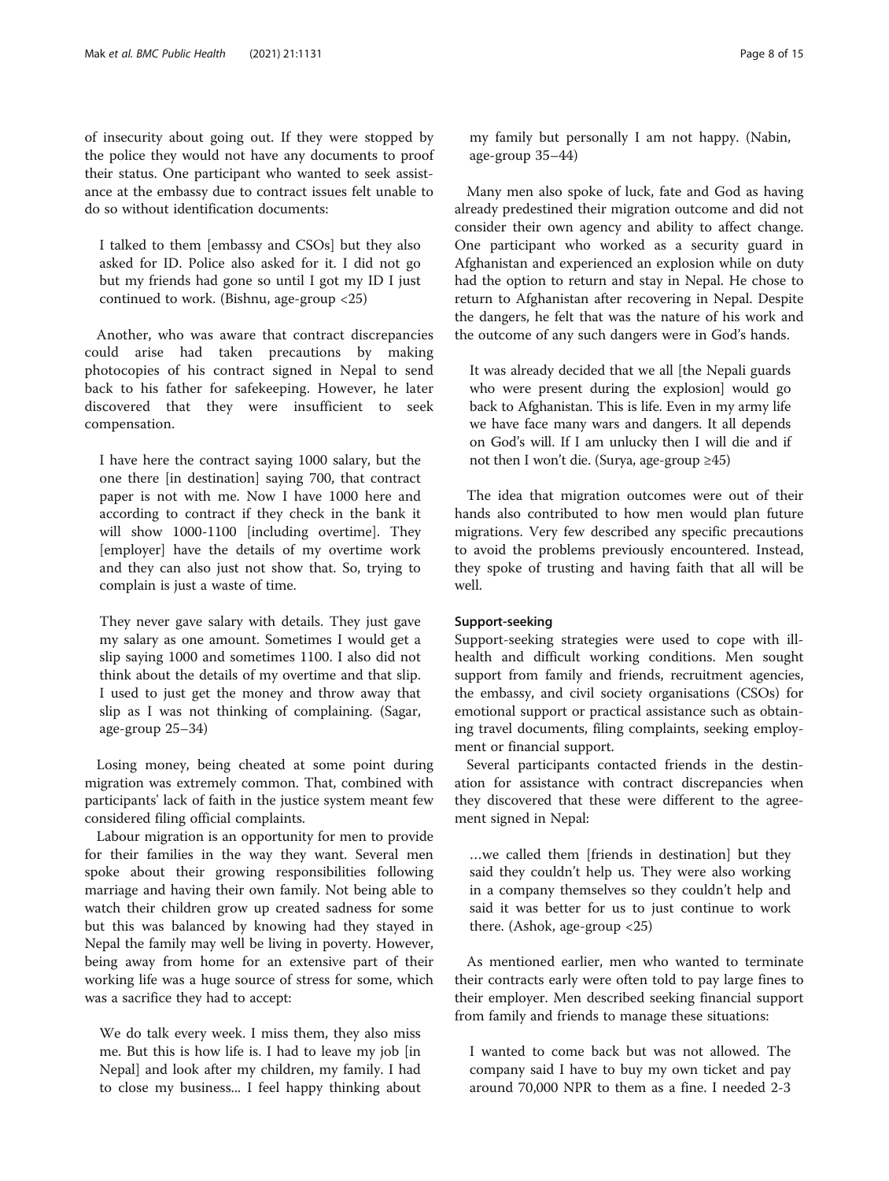of insecurity about going out. If they were stopped by the police they would not have any documents to proof their status. One participant who wanted to seek assistance at the embassy due to contract issues felt unable to do so without identification documents:

> I talked to them [embassy and CSOs] but they also asked for ID. Police also asked for it. I did not go but my friends had gone so until I got my ID I just continued to work. (Bishnu, age-group <25)

Another, who was aware that contract discrepancies could arise had taken precautions by making photocopies of his contract signed in Nepal to send back to his father for safekeeping. However, he later discovered that they were insufficient to seek compensation.

> I have here the contract saying 1000 salary, but the one there [in destination] saying 700, that contract paper is not with me. Now I have 1000 here and according to contract if they check in the bank it will show 1000-1100 [including overtime]. They [employer] have the details of my overtime work and they can also just not show that. So, trying to complain is just a waste of time.
>
> They never gave salary with details. They just gave my salary as one amount. Sometimes I would get a slip saying 1000 and sometimes 1100. I also did not think about the details of my overtime and that slip. I used to just get the money and throw away that slip as I was not thinking of complaining. (Sagar, age-group 25–34)

Losing money, being cheated at some point during migration was extremely common. That, combined with participants' lack of faith in the justice system meant few considered filing official complaints.

Labour migration is an opportunity for men to provide for their families in the way they want. Several men spoke about their growing responsibilities following marriage and having their own family. Not being able to watch their children grow up created sadness for some but this was balanced by knowing had they stayed in Nepal the family may well be living in poverty. However, being away from home for an extensive part of their working life was a huge source of stress for some, which was a sacrifice they had to accept:

> We do talk every week. I miss them, they also miss me. But this is how life is. I had to leave my job [in Nepal] and look after my children, my family. I had to close my business... I feel happy thinking about my family but personally I am not happy. (Nabin, age-group 35–44)

Many men also spoke of luck, fate and God as having already predestined their migration outcome and did not consider their own agency and ability to affect change. One participant who worked as a security guard in Afghanistan and experienced an explosion while on duty had the option to return and stay in Nepal. He chose to return to Afghanistan after recovering in Nepal. Despite the dangers, he felt that was the nature of his work and the outcome of any such dangers were in God's hands.

> It was already decided that we all [the Nepali guards who were present during the explosion] would go back to Afghanistan. This is life. Even in my army life we have face many wars and dangers. It all depends on God's will. If I am unlucky then I will die and if not then I won't die. (Surya, age-group ≥45)

The idea that migration outcomes were out of their hands also contributed to how men would plan future migrations. Very few described any specific precautions to avoid the problems previously encountered. Instead, they spoke of trusting and having faith that all will be well.

#### Support-seeking

Support-seeking strategies were used to cope with ill-health and difficult working conditions. Men sought support from family and friends, recruitment agencies, the embassy, and civil society organisations (CSOs) for emotional support or practical assistance such as obtaining travel documents, filing complaints, seeking employment or financial support.

Several participants contacted friends in the destination for assistance with contract discrepancies when they discovered that these were different to the agreement signed in Nepal:

> …we called them [friends in destination] but they said they couldn't help us. They were also working in a company themselves so they couldn't help and said it was better for us to just continue to work there. (Ashok, age-group <25)

As mentioned earlier, men who wanted to terminate their contracts early were often told to pay large fines to their employer. Men described seeking financial support from family and friends to manage these situations:

> I wanted to come back but was not allowed. The company said I have to buy my own ticket and pay around 70,000 NPR to them as a fine. I needed 2-3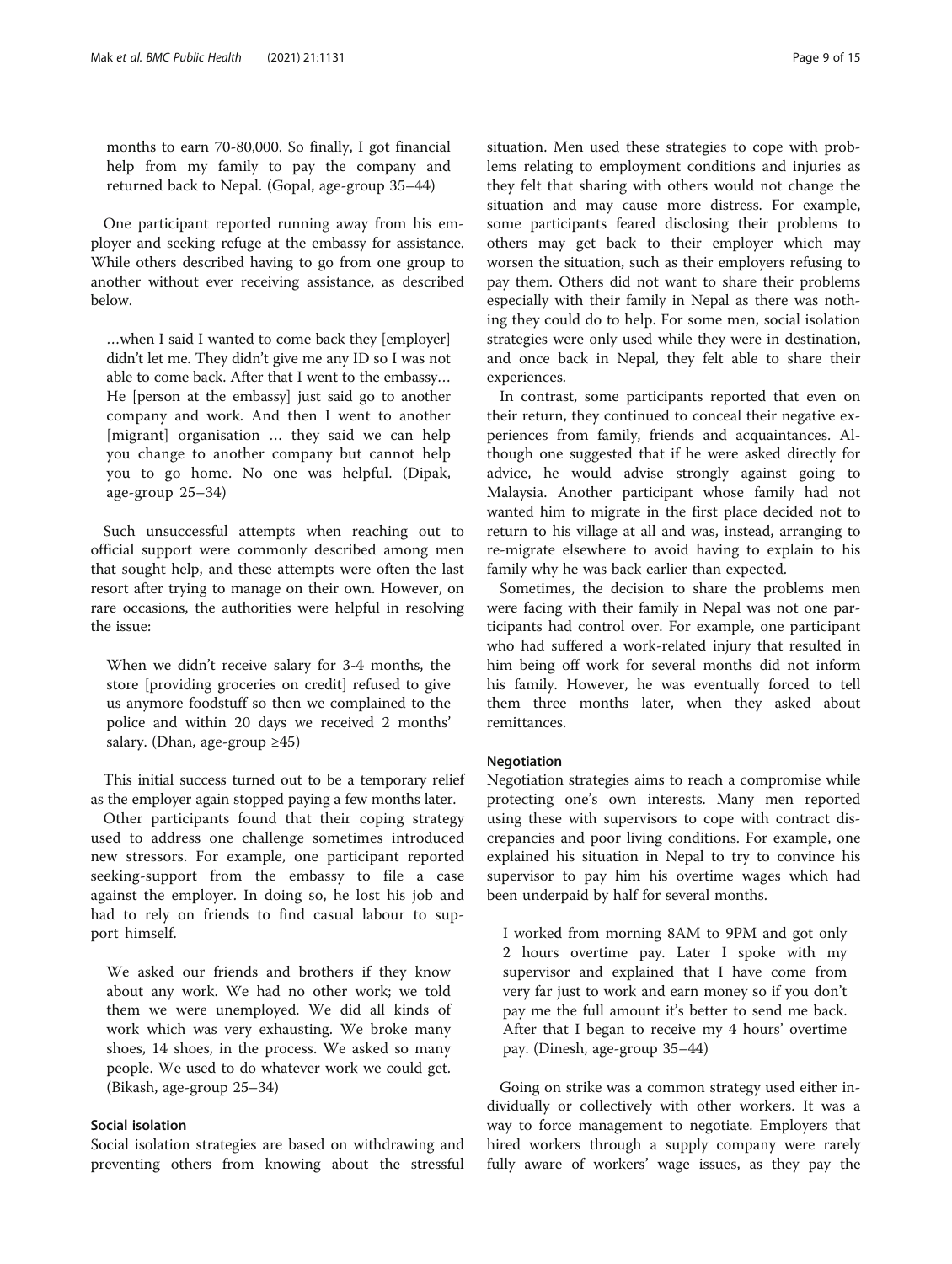> months to earn 70-80,000. So finally, I got financial help from my family to pay the company and returned back to Nepal. (Gopal, age-group 35–44)

One participant reported running away from his employer and seeking refuge at the embassy for assistance. While others described having to go from one group to another without ever receiving assistance, as described below.

> …when I said I wanted to come back they [employer] didn't let me. They didn't give me any ID so I was not able to come back. After that I went to the embassy… He [person at the embassy] just said go to another company and work. And then I went to another [migrant] organisation … they said we can help you change to another company but cannot help you to go home. No one was helpful. (Dipak, age-group 25–34)

Such unsuccessful attempts when reaching out to official support were commonly described among men that sought help, and these attempts were often the last resort after trying to manage on their own. However, on rare occasions, the authorities were helpful in resolving the issue:

> When we didn't receive salary for 3-4 months, the store [providing groceries on credit] refused to give us anymore foodstuff so then we complained to the police and within 20 days we received 2 months' salary. (Dhan, age-group ≥45)

This initial success turned out to be a temporary relief as the employer again stopped paying a few months later.

Other participants found that their coping strategy used to address one challenge sometimes introduced new stressors. For example, one participant reported seeking-support from the embassy to file a case against the employer. In doing so, he lost his job and had to rely on friends to find casual labour to support himself.

> We asked our friends and brothers if they know about any work. We had no other work; we told them we were unemployed. We did all kinds of work which was very exhausting. We broke many shoes, 14 shoes, in the process. We asked so many people. We used to do whatever work we could get. (Bikash, age-group 25–34)

#### Social isolation

Social isolation strategies are based on withdrawing and preventing others from knowing about the stressful situation. Men used these strategies to cope with problems relating to employment conditions and injuries as they felt that sharing with others would not change the situation and may cause more distress. For example, some participants feared disclosing their problems to others may get back to their employer which may worsen the situation, such as their employers refusing to pay them. Others did not want to share their problems especially with their family in Nepal as there was nothing they could do to help. For some men, social isolation strategies were only used while they were in destination, and once back in Nepal, they felt able to share their experiences.

In contrast, some participants reported that even on their return, they continued to conceal their negative experiences from family, friends and acquaintances. Although one suggested that if he were asked directly for advice, he would advise strongly against going to Malaysia. Another participant whose family had not wanted him to migrate in the first place decided not to return to his village at all and was, instead, arranging to re-migrate elsewhere to avoid having to explain to his family why he was back earlier than expected.

Sometimes, the decision to share the problems men were facing with their family in Nepal was not one participants had control over. For example, one participant who had suffered a work-related injury that resulted in him being off work for several months did not inform his family. However, he was eventually forced to tell them three months later, when they asked about remittances.

#### Negotiation

Negotiation strategies aims to reach a compromise while protecting one's own interests. Many men reported using these with supervisors to cope with contract discrepancies and poor living conditions. For example, one explained his situation in Nepal to try to convince his supervisor to pay him his overtime wages which had been underpaid by half for several months.

> I worked from morning 8AM to 9PM and got only 2 hours overtime pay. Later I spoke with my supervisor and explained that I have come from very far just to work and earn money so if you don't pay me the full amount it's better to send me back. After that I began to receive my 4 hours' overtime pay. (Dinesh, age-group 35–44)

Going on strike was a common strategy used either individually or collectively with other workers. It was a way to force management to negotiate. Employers that hired workers through a supply company were rarely fully aware of workers' wage issues, as they pay the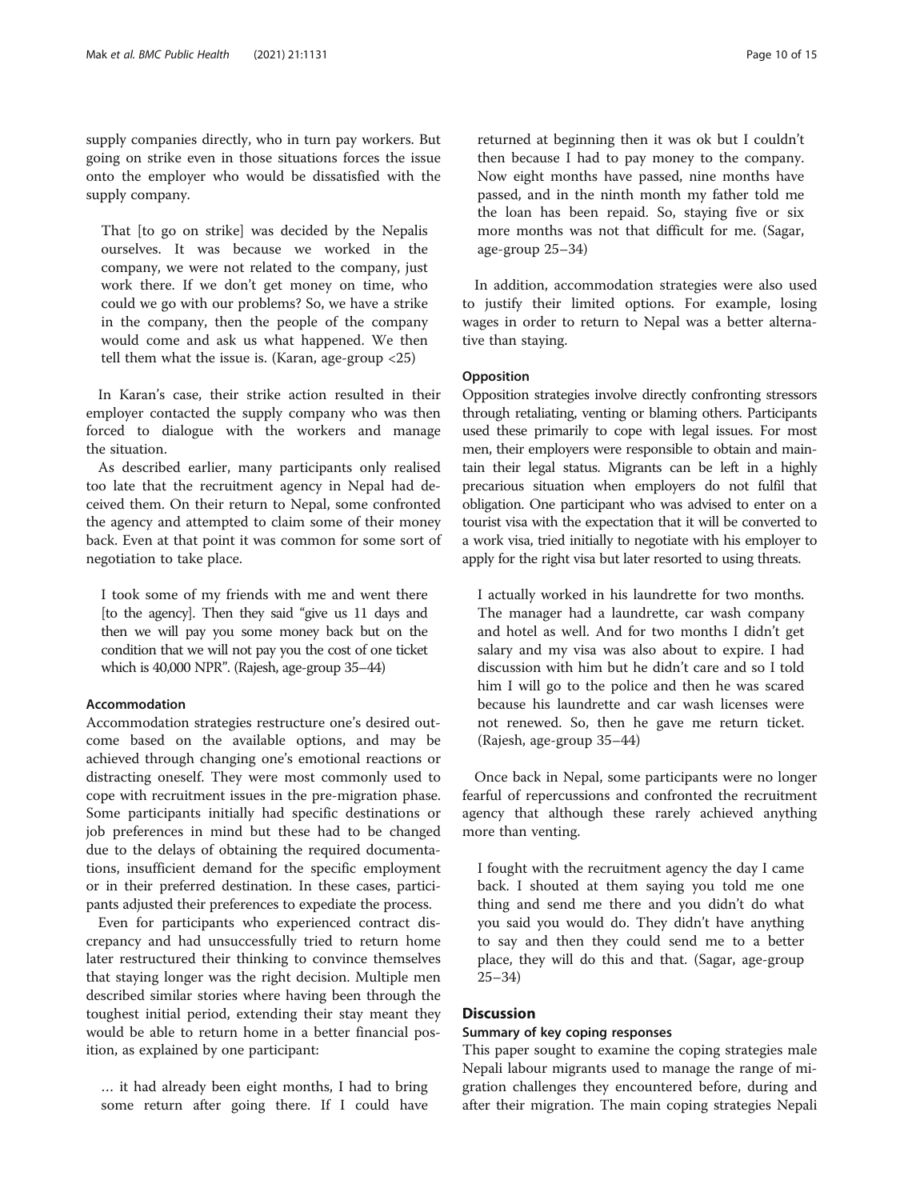supply companies directly, who in turn pay workers. But going on strike even in those situations forces the issue onto the employer who would be dissatisfied with the supply company.

> That [to go on strike] was decided by the Nepalis ourselves. It was because we worked in the company, we were not related to the company, just work there. If we don't get money on time, who could we go with our problems? So, we have a strike in the company, then the people of the company would come and ask us what happened. We then tell them what the issue is. (Karan, age-group <25)

In Karan's case, their strike action resulted in their employer contacted the supply company who was then forced to dialogue with the workers and manage the situation.

As described earlier, many participants only realised too late that the recruitment agency in Nepal had deceived them. On their return to Nepal, some confronted the agency and attempted to claim some of their money back. Even at that point it was common for some sort of negotiation to take place.

> I took some of my friends with me and went there [to the agency]. Then they said "give us 11 days and then we will pay you some money back but on the condition that we will not pay you the cost of one ticket which is 40,000 NPR". (Rajesh, age-group 35–44)

#### Accommodation

Accommodation strategies restructure one's desired outcome based on the available options, and may be achieved through changing one's emotional reactions or distracting oneself. They were most commonly used to cope with recruitment issues in the pre-migration phase. Some participants initially had specific destinations or job preferences in mind but these had to be changed due to the delays of obtaining the required documentations, insufficient demand for the specific employment or in their preferred destination. In these cases, participants adjusted their preferences to expedite the process.

Even for participants who experienced contract discrepancy and had unsuccessfully tried to return home later restructured their thinking to convince themselves that staying longer was the right decision. Multiple men described similar stories where having been through the toughest initial period, extending their stay meant they would be able to return home in a better financial position, as explained by one participant:

> … it had already been eight months, I had to bring some return after going there. If I could have returned at beginning then it was ok but I couldn't then because I had to pay money to the company. Now eight months have passed, nine months have passed, and in the ninth month my father told me the loan has been repaid. So, staying five or six more months was not that difficult for me. (Sagar, age-group 25–34)

In addition, accommodation strategies were also used to justify their limited options. For example, losing wages in order to return to Nepal was a better alternative than staying.

#### Opposition

Opposition strategies involve directly confronting stressors through retaliating, venting or blaming others. Participants used these primarily to cope with legal issues. For most men, their employers were responsible to obtain and maintain their legal status. Migrants can be left in a highly precarious situation when employers do not fulfil that obligation. One participant who was advised to enter on a tourist visa with the expectation that it will be converted to a work visa, tried initially to negotiate with his employer to apply for the right visa but later resorted to using threats.

> I actually worked in his laundrette for two months. The manager had a laundrette, car wash company and hotel as well. And for two months I didn't get salary and my visa was also about to expire. I had discussion with him but he didn't care and so I told him I will go to the police and then he was scared because his laundrette and car wash licenses were not renewed. So, then he gave me return ticket. (Rajesh, age-group 35–44)

Once back in Nepal, some participants were no longer fearful of repercussions and confronted the recruitment agency that although these rarely achieved anything more than venting.

> I fought with the recruitment agency the day I came back. I shouted at them saying you told me one thing and send me there and you didn't do what you said you would do. They didn't have anything to say and then they could send me to a better place, they will do this and that. (Sagar, age-group 25–34)

## Discussion

### Summary of key coping responses

This paper sought to examine the coping strategies male Nepali labour migrants used to manage the range of migration challenges they encountered before, during and after their migration. The main coping strategies Nepali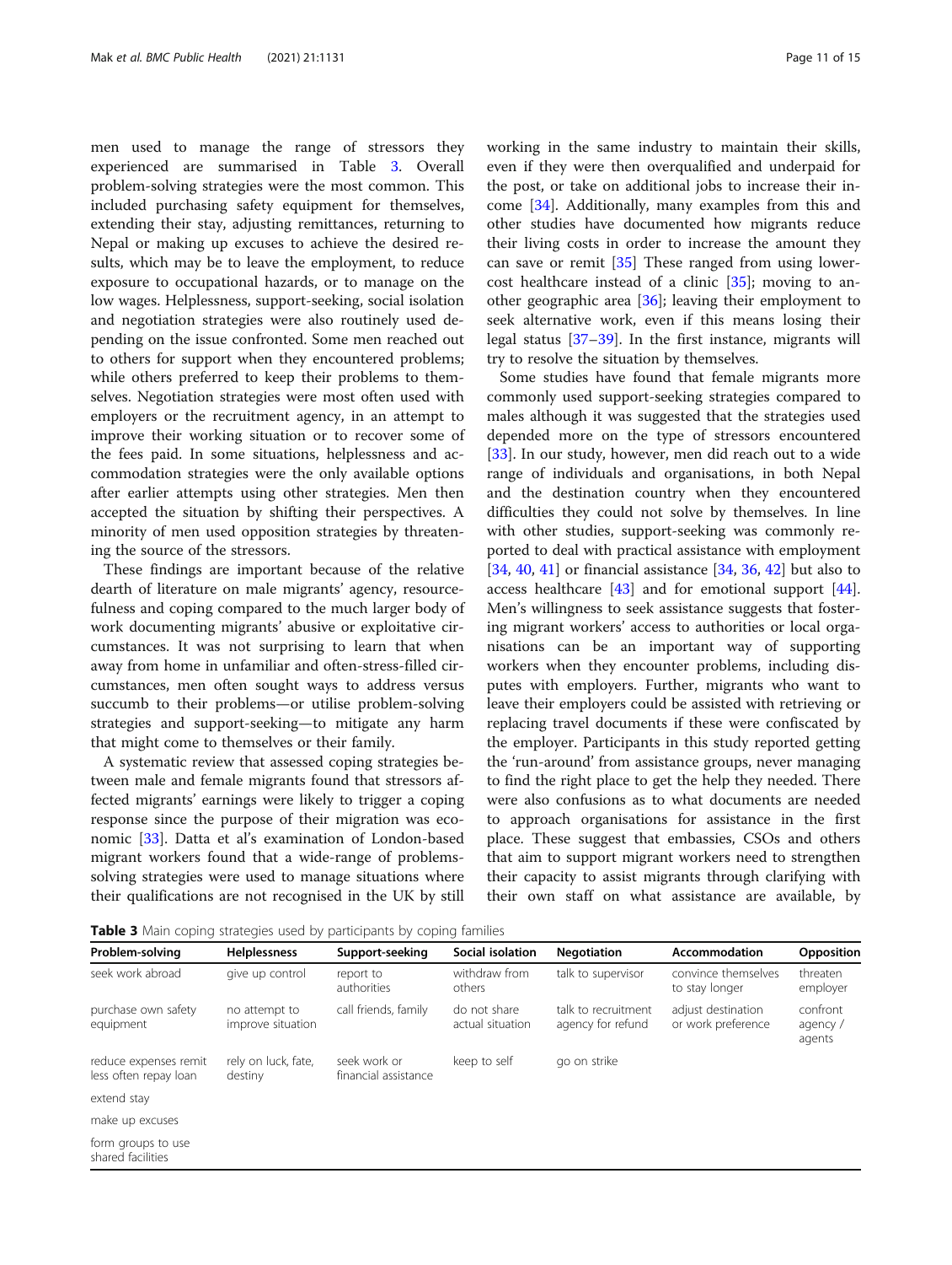men used to manage the range of stressors they experienced are summarised in Table 3. Overall problem-solving strategies were the most common. This included purchasing safety equipment for themselves, extending their stay, adjusting remittances, returning to Nepal or making up excuses to achieve the desired results, which may be to leave the employment, to reduce exposure to occupational hazards, or to manage on the low wages. Helplessness, support-seeking, social isolation and negotiation strategies were also routinely used depending on the issue confronted. Some men reached out to others for support when they encountered problems; while others preferred to keep their problems to themselves. Negotiation strategies were most often used with employers or the recruitment agency, in an attempt to improve their working situation or to recover some of the fees paid. In some situations, helplessness and accommodation strategies were the only available options after earlier attempts using other strategies. Men then accepted the situation by shifting their perspectives. A minority of men used opposition strategies by threatening the source of the stressors.

These findings are important because of the relative dearth of literature on male migrants' agency, resourcefulness and coping compared to the much larger body of work documenting migrants' abusive or exploitative circumstances. It was not surprising to learn that when away from home in unfamiliar and often-stress-filled circumstances, men often sought ways to address versus succumb to their problems—or utilise problem-solving strategies and support-seeking—to mitigate any harm that might come to themselves or their family.

A systematic review that assessed coping strategies between male and female migrants found that stressors affected migrants' earnings were likely to trigger a coping response since the purpose of their migration was economic [33]. Datta et al's examination of London-based migrant workers found that a wide-range of problems-solving strategies were used to manage situations where their qualifications are not recognised in the UK by still working in the same industry to maintain their skills, even if they were then overqualified and underpaid for the post, or take on additional jobs to increase their income [34]. Additionally, many examples from this and other studies have documented how migrants reduce their living costs in order to increase the amount they can save or remit [35] These ranged from using lower-cost healthcare instead of a clinic [35]; moving to another geographic area [36]; leaving their employment to seek alternative work, even if this means losing their legal status [37–39]. In the first instance, migrants will try to resolve the situation by themselves.

Some studies have found that female migrants more commonly used support-seeking strategies compared to males although it was suggested that the strategies used depended more on the type of stressors encountered [33]. In our study, however, men did reach out to a wide range of individuals and organisations, in both Nepal and the destination country when they encountered difficulties they could not solve by themselves. In line with other studies, support-seeking was commonly reported to deal with practical assistance with employment [34, 40, 41] or financial assistance [34, 36, 42] but also to access healthcare [43] and for emotional support [44]. Men's willingness to seek assistance suggests that fostering migrant workers' access to authorities or local organisations can be an important way of supporting workers when they encounter problems, including disputes with employers. Further, migrants who want to leave their employers could be assisted with retrieving or replacing travel documents if these were confiscated by the employer. Participants in this study reported getting the 'run-around' from assistance groups, never managing to find the right place to get the help they needed. There were also confusions as to what documents are needed to approach organisations for assistance in the first place. These suggest that embassies, CSOs and others that aim to support migrant workers need to strengthen their capacity to assist migrants through clarifying with their own staff on what assistance are available, by

**Table 3** Main coping strategies used by participants by coping families

| Problem-solving | Helplessness | Support-seeking | Social isolation | Negotiation | Accommodation | Opposition |
|---|---|---|---|---|---|---|
| seek work abroad | give up control | report to authorities | withdraw from others | talk to supervisor | convince themselves to stay longer | threaten employer |
| purchase own safety equipment | no attempt to improve situation | call friends, family | do not share actual situation | talk to recruitment agency for refund | adjust destination or work preference | confront agency / agents |
| reduce expenses remit less often repay loan | rely on luck, fate, destiny | seek work or financial assistance | keep to self | go on strike | | |
| extend stay | | | | | | |
| make up excuses | | | | | | |
| form groups to use shared facilities | | | | | | |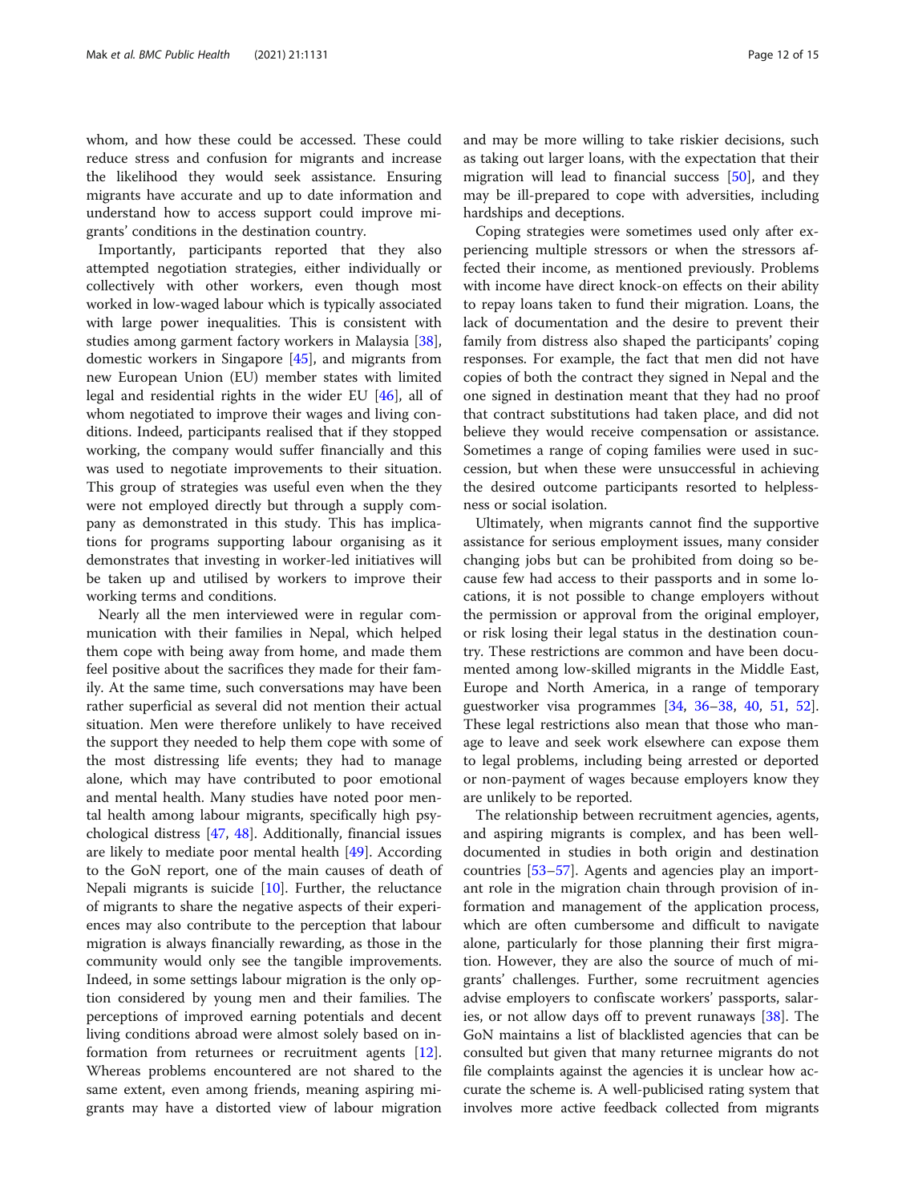whom, and how these could be accessed. These could reduce stress and confusion for migrants and increase the likelihood they would seek assistance. Ensuring migrants have accurate and up to date information and understand how to access support could improve migrants' conditions in the destination country.

Importantly, participants reported that they also attempted negotiation strategies, either individually or collectively with other workers, even though most worked in low-waged labour which is typically associated with large power inequalities. This is consistent with studies among garment factory workers in Malaysia [38], domestic workers in Singapore [45], and migrants from new European Union (EU) member states with limited legal and residential rights in the wider EU [46], all of whom negotiated to improve their wages and living conditions. Indeed, participants realised that if they stopped working, the company would suffer financially and this was used to negotiate improvements to their situation. This group of strategies was useful even when the they were not employed directly but through a supply company as demonstrated in this study. This has implications for programs supporting labour organising as it demonstrates that investing in worker-led initiatives will be taken up and utilised by workers to improve their working terms and conditions.

Nearly all the men interviewed were in regular communication with their families in Nepal, which helped them cope with being away from home, and made them feel positive about the sacrifices they made for their family. At the same time, such conversations may have been rather superficial as several did not mention their actual situation. Men were therefore unlikely to have received the support they needed to help them cope with some of the most distressing life events; they had to manage alone, which may have contributed to poor emotional and mental health. Many studies have noted poor mental health among labour migrants, specifically high psychological distress [47, 48]. Additionally, financial issues are likely to mediate poor mental health [49]. According to the GoN report, one of the main causes of death of Nepali migrants is suicide [10]. Further, the reluctance of migrants to share the negative aspects of their experiences may also contribute to the perception that labour migration is always financially rewarding, as those in the community would only see the tangible improvements. Indeed, in some settings labour migration is the only option considered by young men and their families. The perceptions of improved earning potentials and decent living conditions abroad were almost solely based on information from returnees or recruitment agents [12]. Whereas problems encountered are not shared to the same extent, even among friends, meaning aspiring migrants may have a distorted view of labour migration and may be more willing to take riskier decisions, such as taking out larger loans, with the expectation that their migration will lead to financial success [50], and they may be ill-prepared to cope with adversities, including hardships and deceptions.

Coping strategies were sometimes used only after experiencing multiple stressors or when the stressors affected their income, as mentioned previously. Problems with income have direct knock-on effects on their ability to repay loans taken to fund their migration. Loans, the lack of documentation and the desire to prevent their family from distress also shaped the participants' coping responses. For example, the fact that men did not have copies of both the contract they signed in Nepal and the one signed in destination meant that they had no proof that contract substitutions had taken place, and did not believe they would receive compensation or assistance. Sometimes a range of coping families were used in succession, but when these were unsuccessful in achieving the desired outcome participants resorted to helplessness or social isolation.

Ultimately, when migrants cannot find the supportive assistance for serious employment issues, many consider changing jobs but can be prohibited from doing so because few had access to their passports and in some locations, it is not possible to change employers without the permission or approval from the original employer, or risk losing their legal status in the destination country. These restrictions are common and have been documented among low-skilled migrants in the Middle East, Europe and North America, in a range of temporary guestworker visa programmes [34, 36–38, 40, 51, 52]. These legal restrictions also mean that those who manage to leave and seek work elsewhere can expose them to legal problems, including being arrested or deported or non-payment of wages because employers know they are unlikely to be reported.

The relationship between recruitment agencies, agents, and aspiring migrants is complex, and has been well-documented in studies in both origin and destination countries [53–57]. Agents and agencies play an important role in the migration chain through provision of information and management of the application process, which are often cumbersome and difficult to navigate alone, particularly for those planning their first migration. However, they are also the source of much of migrants' challenges. Further, some recruitment agencies advise employers to confiscate workers' passports, salaries, or not allow days off to prevent runaways [38]. The GoN maintains a list of blacklisted agencies that can be consulted but given that many returnee migrants do not file complaints against the agencies it is unclear how accurate the scheme is. A well-publicised rating system that involves more active feedback collected from migrants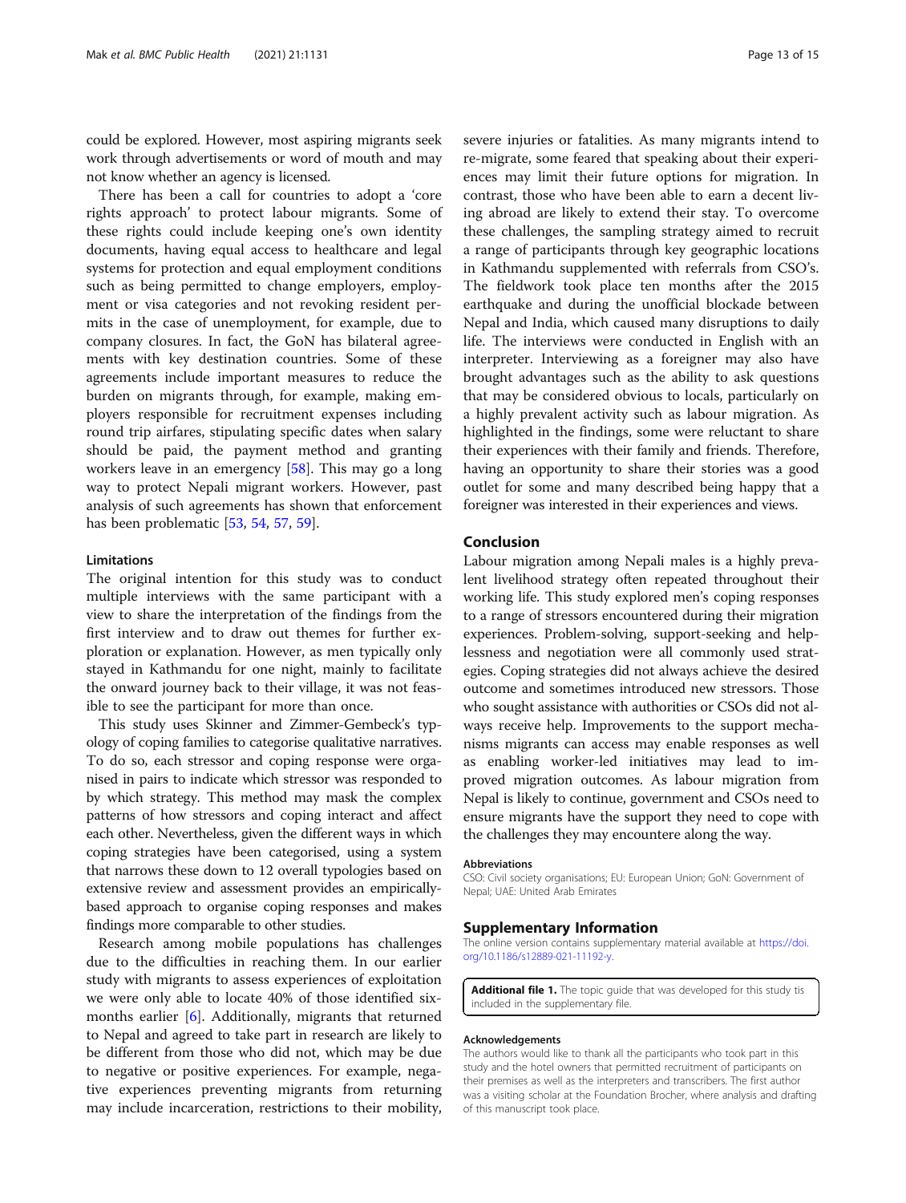could be explored. However, most aspiring migrants seek work through advertisements or word of mouth and may not know whether an agency is licensed.

There has been a call for countries to adopt a 'core rights approach' to protect labour migrants. Some of these rights could include keeping one's own identity documents, having equal access to healthcare and legal systems for protection and equal employment conditions such as being permitted to change employers, employment or visa categories and not revoking resident permits in the case of unemployment, for example, due to company closures. In fact, the GoN has bilateral agreements with key destination countries. Some of these agreements include important measures to reduce the burden on migrants through, for example, making employers responsible for recruitment expenses including round trip airfares, stipulating specific dates when salary should be paid, the payment method and granting workers leave in an emergency [58]. This may go a long way to protect Nepali migrant workers. However, past analysis of such agreements has shown that enforcement has been problematic [53, 54, 57, 59].

### Limitations

The original intention for this study was to conduct multiple interviews with the same participant with a view to share the interpretation of the findings from the first interview and to draw out themes for further exploration or explanation. However, as men typically only stayed in Kathmandu for one night, mainly to facilitate the onward journey back to their village, it was not feasible to see the participant for more than once.

This study uses Skinner and Zimmer-Gembeck's typology of coping families to categorise qualitative narratives. To do so, each stressor and coping response were organised in pairs to indicate which stressor was responded to by which strategy. This method may mask the complex patterns of how stressors and coping interact and affect each other. Nevertheless, given the different ways in which coping strategies have been categorised, using a system that narrows these down to 12 overall typologies based on extensive review and assessment provides an empirically-based approach to organise coping responses and makes findings more comparable to other studies.

Research among mobile populations has challenges due to the difficulties in reaching them. In our earlier study with migrants to assess experiences of exploitation we were only able to locate 40% of those identified six-months earlier [6]. Additionally, migrants that returned to Nepal and agreed to take part in research are likely to be different from those who did not, which may be due to negative or positive experiences. For example, negative experiences preventing migrants from returning may include incarceration, restrictions to their mobility, severe injuries or fatalities. As many migrants intend to re-migrate, some feared that speaking about their experiences may limit their future options for migration. In contrast, those who have been able to earn a decent living abroad are likely to extend their stay. To overcome these challenges, the sampling strategy aimed to recruit a range of participants through key geographic locations in Kathmandu supplemented with referrals from CSO's. The fieldwork took place ten months after the 2015 earthquake and during the unofficial blockade between Nepal and India, which caused many disruptions to daily life. The interviews were conducted in English with an interpreter. Interviewing as a foreigner may also have brought advantages such as the ability to ask questions that may be considered obvious to locals, particularly on a highly prevalent activity such as labour migration. As highlighted in the findings, some were reluctant to share their experiences with their family and friends. Therefore, having an opportunity to share their stories was a good outlet for some and many described being happy that a foreigner was interested in their experiences and views.

## Conclusion

Labour migration among Nepali males is a highly prevalent livelihood strategy often repeated throughout their working life. This study explored men's coping responses to a range of stressors encountered during their migration experiences. Problem-solving, support-seeking and helplessness and negotiation were all commonly used strategies. Coping strategies did not always achieve the desired outcome and sometimes introduced new stressors. Those who sought assistance with authorities or CSOs did not always receive help. Improvements to the support mechanisms migrants can access may enable responses as well as enabling worker-led initiatives may lead to improved migration outcomes. As labour migration from Nepal is likely to continue, government and CSOs need to ensure migrants have the support they need to cope with the challenges they may encountere along the way.

#### Abbreviations

CSO: Civil society organisations; EU: European Union; GoN: Government of Nepal; UAE: United Arab Emirates

## Supplementary Information

The online version contains supplementary material available at https://doi.org/10.1186/s12889-021-11192-y.

**Additional file 1.** The topic guide that was developed for this study tis included in the supplementary file.

#### Acknowledgements

The authors would like to thank all the participants who took part in this study and the hotel owners that permitted recruitment of participants on their premises as well as the interpreters and transcribers. The first author was a visiting scholar at the Foundation Brocher, where analysis and drafting of this manuscript took place.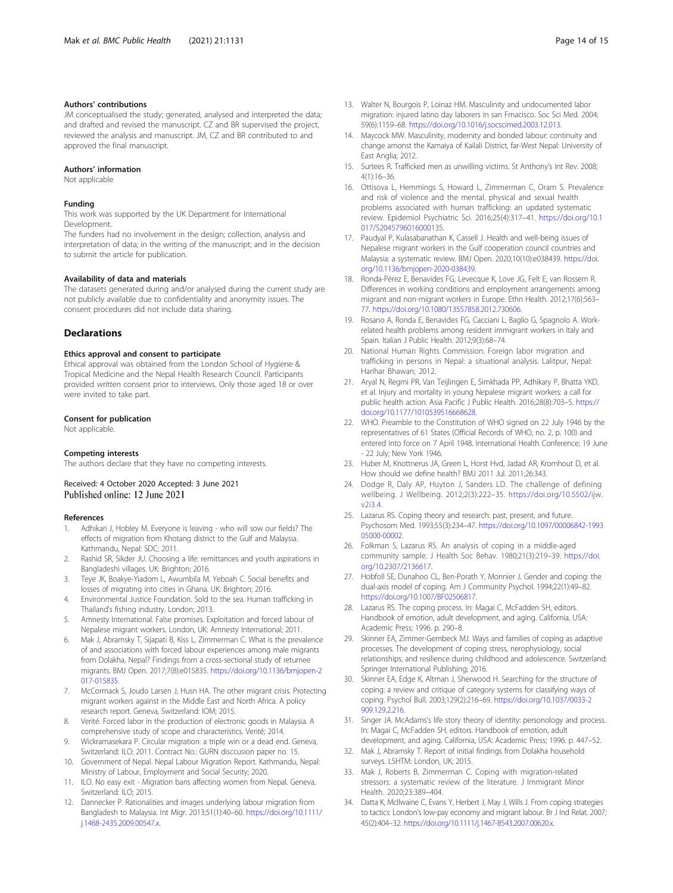### Authors' contributions

JM conceptualised the study; generated, analysed and interpreted the data; and drafted and revised the manuscript. CZ and BR supervised the project, reviewed the analysis and manuscript. JM, CZ and BR contributed to and approved the final manuscript.

### Authors' information

Not applicable

### Funding

This work was supported by the UK Department for International Development.

The funders had no involvement in the design; collection, analysis and interpretation of data; in the writing of the manuscript; and in the decision to submit the article for publication.

### Availability of data and materials

The datasets generated during and/or analysed during the current study are not publicly available due to confidentiality and anonymity issues. The consent procedures did not include data sharing.

## Declarations

### Ethics approval and consent to participate

Ethical approval was obtained from the London School of Hygiene & Tropical Medicine and the Nepal Health Research Council. Participants provided written consent prior to interviews. Only those aged 18 or over were invited to take part.

### Consent for publication

Not applicable.

### Competing interests

The authors declare that they have no competing interests.

Received: 4 October 2020 Accepted: 3 June 2021
Published online: 12 June 2021

### References

1. Adhikari J, Hobley M. Everyone is leaving - who will sow our fields? The effects of migration from Khotang district to the Gulf and Malaysia. Kathmandu, Nepal: SDC; 2011.
2. Rashid SR, Sikder JU. Choosing a life: remittances and youth aspirations in Bangladeshi villages. UK: Brighton; 2016.
3. Teye JK, Boakye-Yiadom L, Awumbila M, Yeboah C. Social benefits and losses of migrating into cities in Ghana. UK: Brighton; 2016.
4. Environmental Justice Foundation. Sold to the sea. Human trafficking in Thailand's fishing industry. London; 2013.
5. Amnesty International. False promises. Exploitation and forced labour of Nepalese migrant workers. London, UK: Amnesty International; 2011.
6. Mak J, Abramsky T, Sijapati B, Kiss L, Zimmerman C. What is the prevalence of and associations with forced labour experiences among male migrants from Dolakha, Nepal? Findings from a cross-sectional study of returnee migrants. BMJ Open. 2017;7(8):e015835. https://doi.org/10.1136/bmjopen-2017-015835.
7. McCormack S, Joudo Larsen J, Husn HA. The other migrant crisis. Protecting migrant workers against in the Middle East and North Africa. A policy research report. Geneva, Switzerland: IOM; 2015.
8. Verité. Forced labor in the production of electronic goods in Malaysia. A comprehensive study of scope and characteristics. Verité; 2014.
9. Wickramasekara P. Circular migration: a triple win or a dead end. Geneva, Switzerland: ILO; 2011. Contract No.: GURN disccusion paper no. 15.
10. Government of Nepal. Nepal Labour Migration Report. Kathmandu, Nepal: Ministry of Labour, Employment and Social Security; 2020.
11. ILO. No easy exit - Migration bans affecting women from Nepal. Geneva, Switzerland: ILO; 2015.
12. Dannecker P. Rationalities and images underlying labour migration from Bangladesh to Malaysia. Int Migr. 2013;51(1):40–60. https://doi.org/10.1111/j.1468-2435.2009.00547.x.
13. Walter N, Bourgois P, Loinaz HM. Masculinity and undocumented labor migration: injured latino day laborers in san Frnacisco. Soc Sci Med. 2004; 59(6):1159–68. https://doi.org/10.1016/j.socscimed.2003.12.013.
14. Maycock MW. Masculinity, modernity and bonded labour: continuity and change amonst the Kamaiya of Kailali District, far-West Nepal: University of East Anglia; 2012.
15. Surtees R. Trafficked men as unwilling victims. St Anthony's Int Rev. 2008; 4(1):16–36.
16. Ottisova L, Hemmings S, Howard L, Zimmerman C, Oram S. Prevalence and risk of violence and the mental, physical and sexual health problems associated with human trafficking: an updated systematic review. Epidemiol Psychiatric Sci. 2016;25(4):317–41. https://doi.org/10.1017/S2045796016000135.
17. Paudyal P, Kulasabanathan K, Cassell J. Health and well-being issues of Nepalese migrant workers in the Gulf cooperation council countries and Malaysia: a systematic review. BMJ Open. 2020;10(10):e038439. https://doi.org/10.1136/bmjopen-2020-038439.
18. Ronda-Pérez E, Benavides FG, Levecque K, Love JG, Felt E, van Rossem R. Differences in working conditions and employment arrangements among migrant and non-migrant workers in Europe. Ethn Health. 2012;17(6):563–77. https://doi.org/10.1080/13557858.2012.730606.
19. Rosano A, Ronda E, Benavides FG, Cacciani L, Baglio G, Spagnolo A. Work-related health problems among resident immigrant workers in Italy and Spain. Italian J Public Health. 2012;9(3):68–74.
20. National Human Rights Commission. Foreign labor migration and trafficking in persons in Nepal: a situational analysis. Lalitpur, Nepal: Harihar Bhawan; 2012.
21. Aryal N, Regmi PR, Van Teijlingen E, Simkhada PP, Adhikary P, Bhatta YKD, et al. Injury and mortality in young Nepalese migrant workers: a call for public health action. Asia Pacific J Public Health. 2016;28(8):703–5. https://doi.org/10.1177/1010539516668628.
22. WHO. Preamble to the Constitution of WHO signed on 22 July 1946 by the representatives of 61 States (Official Records of WHO, no. 2, p. 100) and entered into force on 7 April 1948. International Health Conference; 19 June - 22 July; New York 1946.
23. Huber M, Knottnerus JA, Green L, Horst Hvd, Jadad AR, Kromhout D, et al. How should we define health? BMJ 2011 Jul. 2011;26:343.
24. Dodge R, Daly AP, Huyton J, Sanders LD. The challenge of defining wellbeing. J Wellbeing. 2012;2(3):222–35. https://doi.org/10.5502/ijw.v2i3.4.
25. Lazarus RS. Coping theory and research: past, present, and future. Psychosom Med. 1993;55(3):234–47. https://doi.org/10.1097/00006842-199305000-00002.
26. Folkman S, Lazarus RS. An analysis of coping in a middle-aged community sample. J Health Soc Behav. 1980;21(3):219–39. https://doi.org/10.2307/2136617.
27. Hobfoll SE, Dunahoo CL, Ben-Porath Y, Monnier J. Gender and coping: the dual-axis model of coping. Am J Community Psychol. 1994;22(1):49–82. https://doi.org/10.1007/BF02506817.
28. Lazarus RS. The coping process. In: Magai C, McFadden SH, editors. Handbook of emotion, adult development, and aging. California, USA: Academic Press; 1996. p. 290–8.
29. Skinner EA, Zimmer-Gembeck MJ. Ways and families of coping as adaptive processes. The development of coping stress, nerophysiology, social relationships, and resilience during childhood and adolescence. Switzerland: Springer International Publishing; 2016.
30. Skinner EA, Edge K, Altman J, Sherwood H. Searching for the structure of coping: a review and critique of category systems for classifying ways of coping. Psychol Bull. 2003;129(2):216–69. https://doi.org/10.1037/0033-2909.129.2.216.
31. Singer JA. McAdams's life story theory of identity: personology and process. In: Magai C, McFadden SH, editors. Handbook of emotion, adult development, and aging. California, USA: Academic Press; 1996. p. 447–52.
32. Mak J, Abramsky T. Report of initial findings from Dolakha household surveys. LSHTM: London, UK; 2015.
33. Mak J, Roberts B, Zimmerman C. Coping with migration-related stressors: a systematic review of the literature. J Immigrant Minor Health. 2020;23:389–404.
34. Datta K, McIlwaine C, Evans Y, Herbert J, May J, Wills J. From coping strategies to tactics: London's low-pay economy and migrant labour. Br J Ind Relat. 2007; 45(2):404–32. https://doi.org/10.1111/j.1467-8543.2007.00620.x.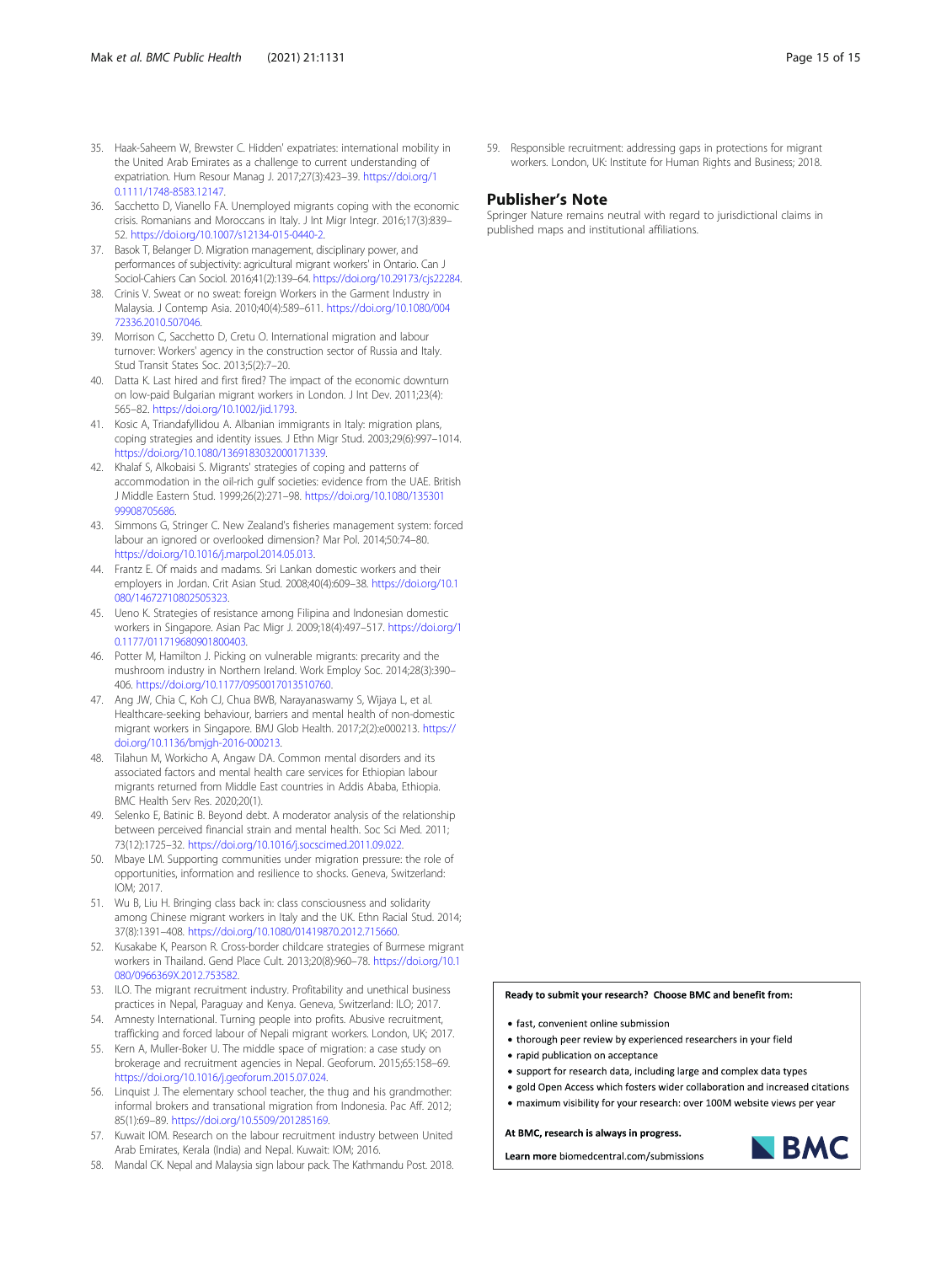35. Haak-Saheem W, Brewster C. Hidden' expatriates: international mobility in the United Arab Emirates as a challenge to current understanding of expatriation. Hum Resour Manag J. 2017;27(3):423–39. https://doi.org/10.1111/1748-8583.12147.
36. Sacchetto D, Vianello FA. Unemployed migrants coping with the economic crisis. Romanians and Moroccans in Italy. J Int Migr Integr. 2016;17(3):839–52. https://doi.org/10.1007/s12134-015-0440-2.
37. Basok T, Belanger D. Migration management, disciplinary power, and performances of subjectivity: agricultural migrant workers' in Ontario. Can J Sociol-Cahiers Can Sociol. 2016;41(2):139–64. https://doi.org/10.29173/cjs22284.
38. Crinis V. Sweat or no sweat: foreign Workers in the Garment Industry in Malaysia. J Contemp Asia. 2010;40(4):589–611. https://doi.org/10.1080/00472336.2010.507046.
39. Morrison C, Sacchetto D, Cretu O. International migration and labour turnover: Workers' agency in the construction sector of Russia and Italy. Stud Transit States Soc. 2013;5(2):7–20.
40. Datta K. Last hired and first fired? The impact of the economic downturn on low-paid Bulgarian migrant workers in London. J Int Dev. 2011;23(4):565–82. https://doi.org/10.1002/jid.1793.
41. Kosic A, Triandafyllidou A. Albanian immigrants in Italy: migration plans, coping strategies and identity issues. J Ethn Migr Stud. 2003;29(6):997–1014. https://doi.org/10.1080/1369183032000171339.
42. Khalaf S, Alkobaisi S. Migrants' strategies of coping and patterns of accommodation in the oil-rich gulf societies: evidence from the UAE. British J Middle Eastern Stud. 1999;26(2):271–98. https://doi.org/10.1080/13530199908705686.
43. Simmons G, Stringer C. New Zealand's fisheries management system: forced labour an ignored or overlooked dimension? Mar Pol. 2014;50:74–80. https://doi.org/10.1016/j.marpol.2014.05.013.
44. Frantz E. Of maids and madams. Sri Lankan domestic workers and their employers in Jordan. Crit Asian Stud. 2008;40(4):609–38. https://doi.org/10.1080/14672710802505323.
45. Ueno K. Strategies of resistance among Filipina and Indonesian domestic workers in Singapore. Asian Pac Migr J. 2009;18(4):497–517. https://doi.org/10.1177/011719680901800403.
46. Potter M, Hamilton J. Picking on vulnerable migrants: precarity and the mushroom industry in Northern Ireland. Work Employ Soc. 2014;28(3):390–406. https://doi.org/10.1177/0950017013510760.
47. Ang JW, Chia C, Koh CJ, Chua BWB, Narayanaswamy S, Wijaya L, et al. Healthcare-seeking behaviour, barriers and mental health of non-domestic migrant workers in Singapore. BMJ Glob Health. 2017;2(2):e000213. https://doi.org/10.1136/bmjgh-2016-000213.
48. Tilahun M, Workicho A, Angaw DA. Common mental disorders and its associated factors and mental health care services for Ethiopian labour migrants returned from Middle East countries in Addis Ababa, Ethiopia. BMC Health Serv Res. 2020;20(1).
49. Selenko E, Batinic B. Beyond debt. A moderator analysis of the relationship between perceived financial strain and mental health. Soc Sci Med. 2011;73(12):1725–32. https://doi.org/10.1016/j.socscimed.2011.09.022.
50. Mbaye LM. Supporting communities under migration pressure: the role of opportunities, information and resilience to shocks. Geneva, Switzerland: IOM; 2017.
51. Wu B, Liu H. Bringing class back in: class consciousness and solidarity among Chinese migrant workers in Italy and the UK. Ethn Racial Stud. 2014;37(8):1391–408. https://doi.org/10.1080/01419870.2012.715660.
52. Kusakabe K, Pearson R. Cross-border childcare strategies of Burmese migrant workers in Thailand. Gend Place Cult. 2013;20(8):960–78. https://doi.org/10.1080/0966369X.2012.753582.
53. ILO. The migrant recruitment industry. Profitability and unethical business practices in Nepal, Paraguay and Kenya. Geneva, Switzerland: ILO; 2017.
54. Amnesty International. Turning people into profits. Abusive recruitment, trafficking and forced labour of Nepali migrant workers. London, UK; 2017.
55. Kern A, Muller-Boker U. The middle space of migration: a case study on brokerage and recruitment agencies in Nepal. Geoforum. 2015;65:158–69. https://doi.org/10.1016/j.geoforum.2015.07.024.
56. Linquist J. The elementary school teacher, the thug and his grandmother: informal brokers and transational migration from Indonesia. Pac Aff. 2012;85(1):69–89. https://doi.org/10.5509/201285169.
57. Kuwait IOM. Research on the labour recruitment industry between United Arab Emirates, Kerala (India) and Nepal. Kuwait: IOM; 2016.
58. Mandal CK. Nepal and Malaysia sign labour pack. The Kathmandu Post. 2018.
59. Responsible recruitment: addressing gaps in protections for migrant workers. London, UK: Institute for Human Rights and Business; 2018.

## Publisher's Note

Springer Nature remains neutral with regard to jurisdictional claims in published maps and institutional affiliations.

**Ready to submit your research? Choose BMC and benefit from:**

- fast, convenient online submission
- thorough peer review by experienced researchers in your field
- rapid publication on acceptance
- support for research data, including large and complex data types
- gold Open Access which fosters wider collaboration and increased citations
- maximum visibility for your research: over 100M website views per year

**At BMC, research is always in progress.**

**Learn more** biomedcentral.com/submissions